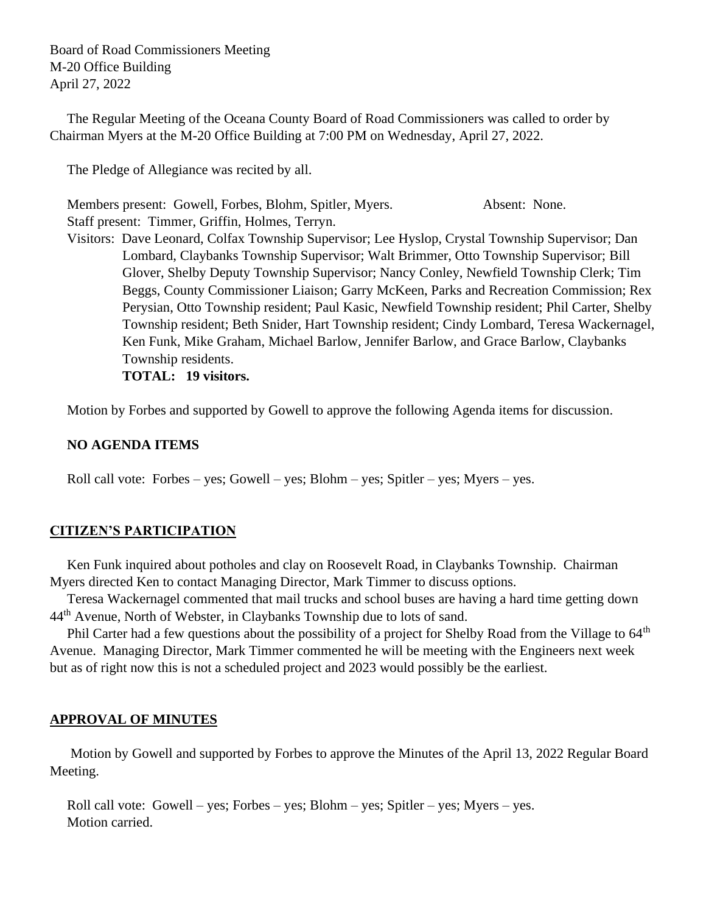Board of Road Commissioners Meeting
M-20 Office Building
April 27, 2022

The Regular Meeting of the Oceana County Board of Road Commissioners was called to order by Chairman Myers at the M-20 Office Building at 7:00 PM on Wednesday, April 27, 2022.

The Pledge of Allegiance was recited by all.

Members present: Gowell, Forbes, Blohm, Spitler, Myers. Absent: None.
Staff present: Timmer, Griffin, Holmes, Terryn.
Visitors: Dave Leonard, Colfax Township Supervisor; Lee Hyslop, Crystal Township Supervisor; Dan Lombard, Claybanks Township Supervisor; Walt Brimmer, Otto Township Supervisor; Bill Glover, Shelby Deputy Township Supervisor; Nancy Conley, Newfield Township Clerk; Tim Beggs, County Commissioner Liaison; Garry McKeen, Parks and Recreation Commission; Rex Perysian, Otto Township resident; Paul Kasic, Newfield Township resident; Phil Carter, Shelby Township resident; Beth Snider, Hart Township resident; Cindy Lombard, Teresa Wackernagel, Ken Funk, Mike Graham, Michael Barlow, Jennifer Barlow, and Grace Barlow, Claybanks Township residents.
**TOTAL: 19 visitors.**

Motion by Forbes and supported by Gowell to approve the following Agenda items for discussion.

**NO AGENDA ITEMS**

Roll call vote: Forbes – yes; Gowell – yes; Blohm – yes; Spitler – yes; Myers – yes.

## CITIZEN'S PARTICIPATION

Ken Funk inquired about potholes and clay on Roosevelt Road, in Claybanks Township. Chairman Myers directed Ken to contact Managing Director, Mark Timmer to discuss options.

Teresa Wackernagel commented that mail trucks and school buses are having a hard time getting down 44th Avenue, North of Webster, in Claybanks Township due to lots of sand.

Phil Carter had a few questions about the possibility of a project for Shelby Road from the Village to 64th Avenue. Managing Director, Mark Timmer commented he will be meeting with the Engineers next week but as of right now this is not a scheduled project and 2023 would possibly be the earliest.

## APPROVAL OF MINUTES

Motion by Gowell and supported by Forbes to approve the Minutes of the April 13, 2022 Regular Board Meeting.

Roll call vote: Gowell – yes; Forbes – yes; Blohm – yes; Spitler – yes; Myers – yes.
Motion carried.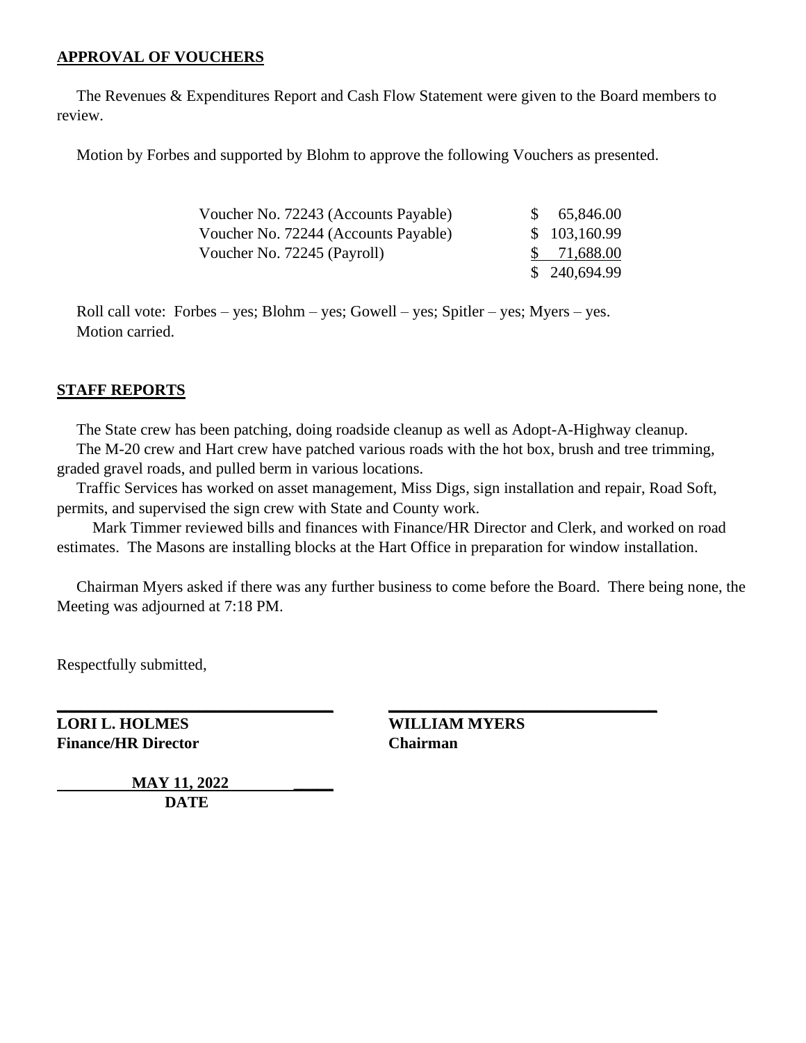## APPROVAL OF VOUCHERS

The Revenues & Expenditures Report and Cash Flow Statement were given to the Board members to review.

Motion by Forbes and supported by Blohm to approve the following Vouchers as presented.

| | |
|---|---|
| Voucher No. 72243 (Accounts Payable) | $ 65,846.00 |
| Voucher No. 72244 (Accounts Payable) | $ 103,160.99 |
| Voucher No. 72245 (Payroll) | $ 71,688.00 |
| | $ 240,694.99 |

Roll call vote: Forbes – yes; Blohm – yes; Gowell – yes; Spitler – yes; Myers – yes.
Motion carried.

## STAFF REPORTS

The State crew has been patching, doing roadside cleanup as well as Adopt-A-Highway cleanup.

The M-20 crew and Hart crew have patched various roads with the hot box, brush and tree trimming, graded gravel roads, and pulled berm in various locations.

Traffic Services has worked on asset management, Miss Digs, sign installation and repair, Road Soft, permits, and supervised the sign crew with State and County work.

Mark Timmer reviewed bills and finances with Finance/HR Director and Clerk, and worked on road estimates. The Masons are installing blocks at the Hart Office in preparation for window installation.

Chairman Myers asked if there was any further business to come before the Board. There being none, the Meeting was adjourned at 7:18 PM.

Respectfully submitted,

**LORI L. HOLMES**
**Finance/HR Director**

**WILLIAM MYERS**
**Chairman**

**MAY 11, 2022**
**DATE**